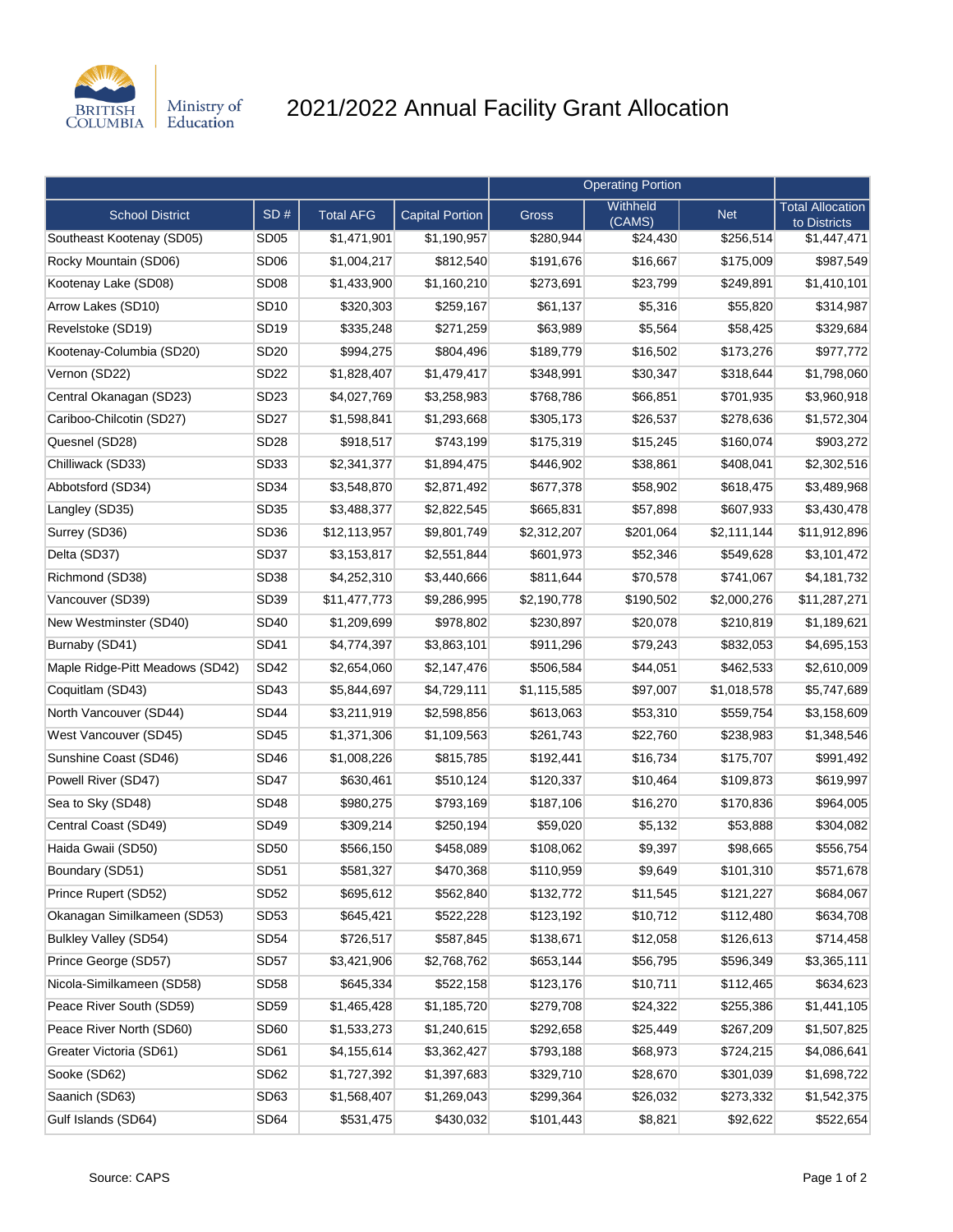# 2021/2022 Annual Facility Grant Allocation

| School District | SD # | Total AFG | Capital Portion | Operating Portion | | | Total Allocation to Districts |
|---|---|---|---|---|---|---|---|
| | | | | Gross | Withheld (CAMS) | Net | |
| Southeast Kootenay (SD05) | SD05 | $1,471,901 | $1,190,957 | $280,944 | $24,430 | $256,514 | $1,447,471 |
| Rocky Mountain (SD06) | SD06 | $1,004,217 | $812,540 | $191,676 | $16,667 | $175,009 | $987,549 |
| Kootenay Lake (SD08) | SD08 | $1,433,900 | $1,160,210 | $273,691 | $23,799 | $249,891 | $1,410,101 |
| Arrow Lakes (SD10) | SD10 | $320,303 | $259,167 | $61,137 | $5,316 | $55,820 | $314,987 |
| Revelstoke (SD19) | SD19 | $335,248 | $271,259 | $63,989 | $5,564 | $58,425 | $329,684 |
| Kootenay-Columbia (SD20) | SD20 | $994,275 | $804,496 | $189,779 | $16,502 | $173,276 | $977,772 |
| Vernon (SD22) | SD22 | $1,828,407 | $1,479,417 | $348,991 | $30,347 | $318,644 | $1,798,060 |
| Central Okanagan (SD23) | SD23 | $4,027,769 | $3,258,983 | $768,786 | $66,851 | $701,935 | $3,960,918 |
| Cariboo-Chilcotin (SD27) | SD27 | $1,598,841 | $1,293,668 | $305,173 | $26,537 | $278,636 | $1,572,304 |
| Quesnel (SD28) | SD28 | $918,517 | $743,199 | $175,319 | $15,245 | $160,074 | $903,272 |
| Chilliwack (SD33) | SD33 | $2,341,377 | $1,894,475 | $446,902 | $38,861 | $408,041 | $2,302,516 |
| Abbotsford (SD34) | SD34 | $3,548,870 | $2,871,492 | $677,378 | $58,902 | $618,475 | $3,489,968 |
| Langley (SD35) | SD35 | $3,488,377 | $2,822,545 | $665,831 | $57,898 | $607,933 | $3,430,478 |
| Surrey (SD36) | SD36 | $12,113,957 | $9,801,749 | $2,312,207 | $201,064 | $2,111,144 | $11,912,896 |
| Delta (SD37) | SD37 | $3,153,817 | $2,551,844 | $601,973 | $52,346 | $549,628 | $3,101,472 |
| Richmond (SD38) | SD38 | $4,252,310 | $3,440,666 | $811,644 | $70,578 | $741,067 | $4,181,732 |
| Vancouver (SD39) | SD39 | $11,477,773 | $9,286,995 | $2,190,778 | $190,502 | $2,000,276 | $11,287,271 |
| New Westminster (SD40) | SD40 | $1,209,699 | $978,802 | $230,897 | $20,078 | $210,819 | $1,189,621 |
| Burnaby (SD41) | SD41 | $4,774,397 | $3,863,101 | $911,296 | $79,243 | $832,053 | $4,695,153 |
| Maple Ridge-Pitt Meadows (SD42) | SD42 | $2,654,060 | $2,147,476 | $506,584 | $44,051 | $462,533 | $2,610,009 |
| Coquitlam (SD43) | SD43 | $5,844,697 | $4,729,111 | $1,115,585 | $97,007 | $1,018,578 | $5,747,689 |
| North Vancouver (SD44) | SD44 | $3,211,919 | $2,598,856 | $613,063 | $53,310 | $559,754 | $3,158,609 |
| West Vancouver (SD45) | SD45 | $1,371,306 | $1,109,563 | $261,743 | $22,760 | $238,983 | $1,348,546 |
| Sunshine Coast (SD46) | SD46 | $1,008,226 | $815,785 | $192,441 | $16,734 | $175,707 | $991,492 |
| Powell River (SD47) | SD47 | $630,461 | $510,124 | $120,337 | $10,464 | $109,873 | $619,997 |
| Sea to Sky (SD48) | SD48 | $980,275 | $793,169 | $187,106 | $16,270 | $170,836 | $964,005 |
| Central Coast (SD49) | SD49 | $309,214 | $250,194 | $59,020 | $5,132 | $53,888 | $304,082 |
| Haida Gwaii (SD50) | SD50 | $566,150 | $458,089 | $108,062 | $9,397 | $98,665 | $556,754 |
| Boundary (SD51) | SD51 | $581,327 | $470,368 | $110,959 | $9,649 | $101,310 | $571,678 |
| Prince Rupert (SD52) | SD52 | $695,612 | $562,840 | $132,772 | $11,545 | $121,227 | $684,067 |
| Okanagan Similkameen (SD53) | SD53 | $645,421 | $522,228 | $123,192 | $10,712 | $112,480 | $634,708 |
| Bulkley Valley (SD54) | SD54 | $726,517 | $587,845 | $138,671 | $12,058 | $126,613 | $714,458 |
| Prince George (SD57) | SD57 | $3,421,906 | $2,768,762 | $653,144 | $56,795 | $596,349 | $3,365,111 |
| Nicola-Similkameen (SD58) | SD58 | $645,334 | $522,158 | $123,176 | $10,711 | $112,465 | $634,623 |
| Peace River South (SD59) | SD59 | $1,465,428 | $1,185,720 | $279,708 | $24,322 | $255,386 | $1,441,105 |
| Peace River North (SD60) | SD60 | $1,533,273 | $1,240,615 | $292,658 | $25,449 | $267,209 | $1,507,825 |
| Greater Victoria (SD61) | SD61 | $4,155,614 | $3,362,427 | $793,188 | $68,973 | $724,215 | $4,086,641 |
| Sooke (SD62) | SD62 | $1,727,392 | $1,397,683 | $329,710 | $28,670 | $301,039 | $1,698,722 |
| Saanich (SD63) | SD63 | $1,568,407 | $1,269,043 | $299,364 | $26,032 | $273,332 | $1,542,375 |
| Gulf Islands (SD64) | SD64 | $531,475 | $430,032 | $101,443 | $8,821 | $92,622 | $522,654 |

Source: CAPS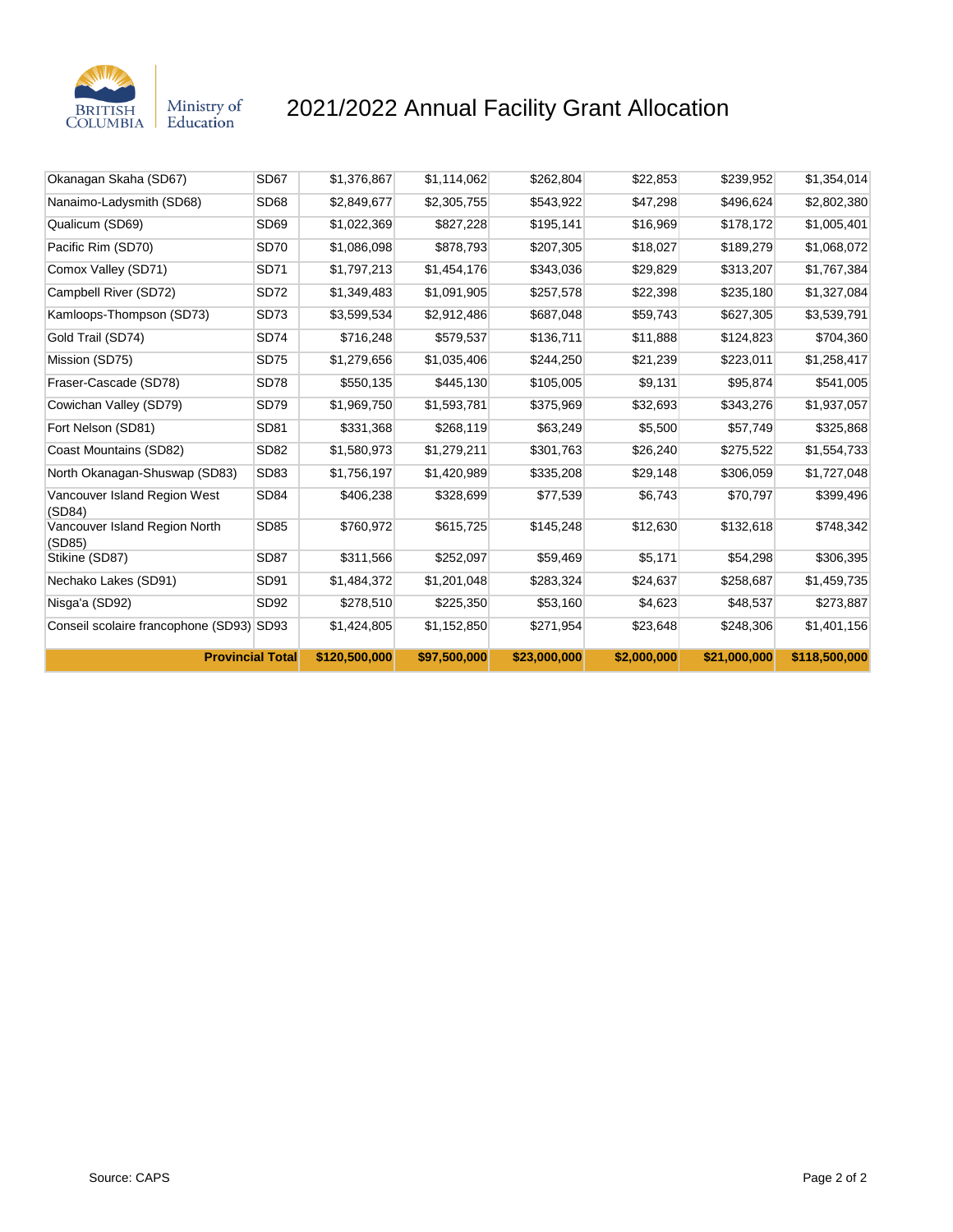# 2021/2022 Annual Facility Grant Allocation

| | | | | | | | |
|---|---|---|---|---|---|---|---|
| Okanagan Skaha (SD67) | SD67 | $1,376,867 | $1,114,062 | $262,804 | $22,853 | $239,952 | $1,354,014 |
| Nanaimo-Ladysmith (SD68) | SD68 | $2,849,677 | $2,305,755 | $543,922 | $47,298 | $496,624 | $2,802,380 |
| Qualicum (SD69) | SD69 | $1,022,369 | $827,228 | $195,141 | $16,969 | $178,172 | $1,005,401 |
| Pacific Rim (SD70) | SD70 | $1,086,098 | $878,793 | $207,305 | $18,027 | $189,279 | $1,068,072 |
| Comox Valley (SD71) | SD71 | $1,797,213 | $1,454,176 | $343,036 | $29,829 | $313,207 | $1,767,384 |
| Campbell River (SD72) | SD72 | $1,349,483 | $1,091,905 | $257,578 | $22,398 | $235,180 | $1,327,084 |
| Kamloops-Thompson (SD73) | SD73 | $3,599,534 | $2,912,486 | $687,048 | $59,743 | $627,305 | $3,539,791 |
| Gold Trail (SD74) | SD74 | $716,248 | $579,537 | $136,711 | $11,888 | $124,823 | $704,360 |
| Mission (SD75) | SD75 | $1,279,656 | $1,035,406 | $244,250 | $21,239 | $223,011 | $1,258,417 |
| Fraser-Cascade (SD78) | SD78 | $550,135 | $445,130 | $105,005 | $9,131 | $95,874 | $541,005 |
| Cowichan Valley (SD79) | SD79 | $1,969,750 | $1,593,781 | $375,969 | $32,693 | $343,276 | $1,937,057 |
| Fort Nelson (SD81) | SD81 | $331,368 | $268,119 | $63,249 | $5,500 | $57,749 | $325,868 |
| Coast Mountains (SD82) | SD82 | $1,580,973 | $1,279,211 | $301,763 | $26,240 | $275,522 | $1,554,733 |
| North Okanagan-Shuswap (SD83) | SD83 | $1,756,197 | $1,420,989 | $335,208 | $29,148 | $306,059 | $1,727,048 |
| Vancouver Island Region West (SD84) | SD84 | $406,238 | $328,699 | $77,539 | $6,743 | $70,797 | $399,496 |
| Vancouver Island Region North (SD85) | SD85 | $760,972 | $615,725 | $145,248 | $12,630 | $132,618 | $748,342 |
| Stikine (SD87) | SD87 | $311,566 | $252,097 | $59,469 | $5,171 | $54,298 | $306,395 |
| Nechako Lakes (SD91) | SD91 | $1,484,372 | $1,201,048 | $283,324 | $24,637 | $258,687 | $1,459,735 |
| Nisga'a (SD92) | SD92 | $278,510 | $225,350 | $53,160 | $4,623 | $48,537 | $273,887 |
| Conseil scolaire francophone (SD93) | SD93 | $1,424,805 | $1,152,850 | $271,954 | $23,648 | $248,306 | $1,401,156 |
| **Provincial Total** | | **$120,500,000** | **$97,500,000** | **$23,000,000** | **$2,000,000** | **$21,000,000** | **$118,500,000** |

Source: CAPS